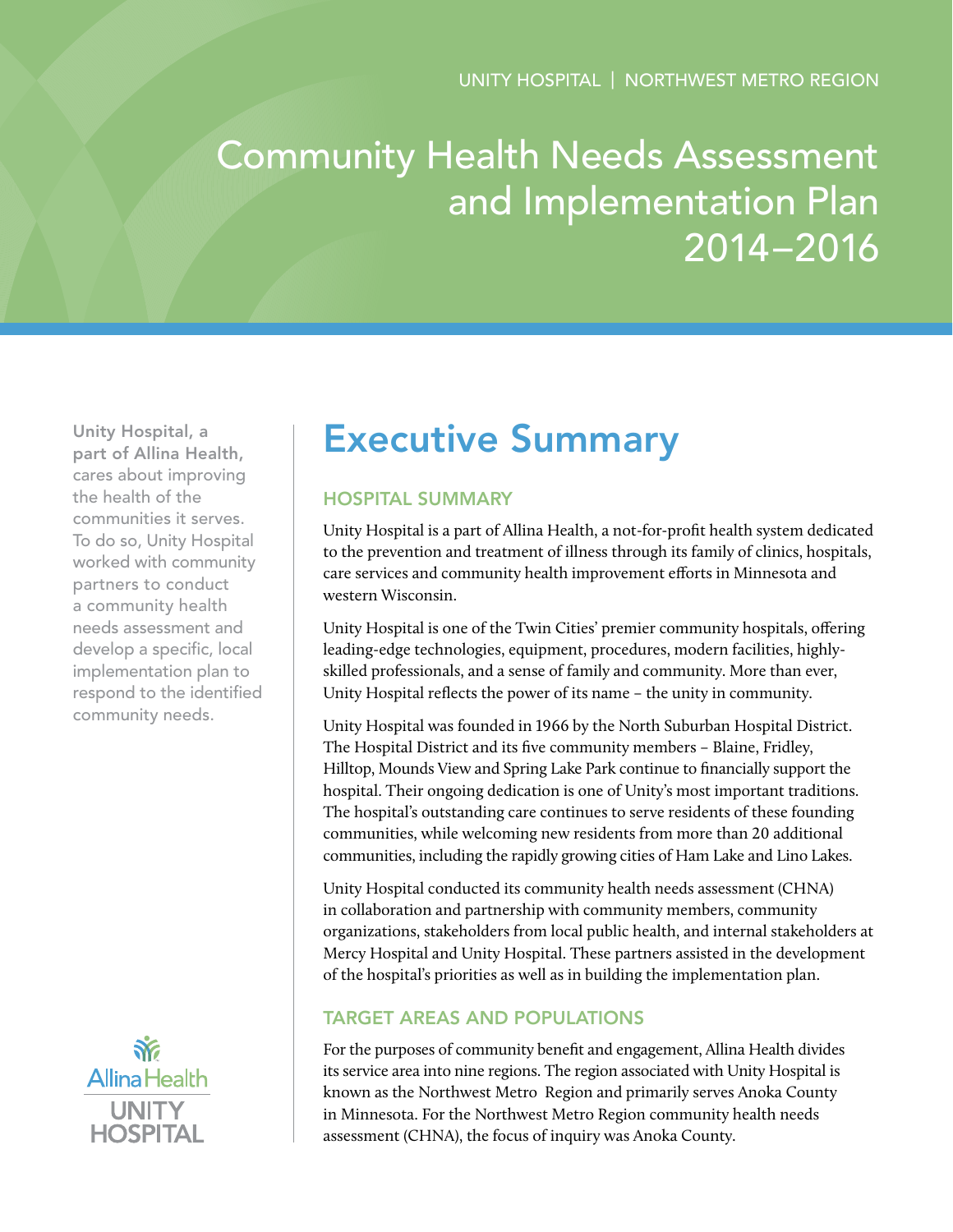UNITY HOSPITAL | NORTHWEST METRO REGION

# Community Health Needs Assessment and Implementation Plan 2014–2016

**Unity Hospital, a part of Allina Health,** cares about improving the health of the communities it serves. To do so, Unity Hospital worked with community partners to conduct a community health needs assessment and develop a specific, local implementation plan to respond to the identified community needs.

## Executive Summary

### HOSPITAL SUMMARY

Unity Hospital is a part of Allina Health, a not-for-profit health system dedicated to the prevention and treatment of illness through its family of clinics, hospitals, care services and community health improvement efforts in Minnesota and western Wisconsin.

Unity Hospital is one of the Twin Cities' premier community hospitals, offering leading-edge technologies, equipment, procedures, modern facilities, highly-skilled professionals, and a sense of family and community. More than ever, Unity Hospital reflects the power of its name – the unity in community.

Unity Hospital was founded in 1966 by the North Suburban Hospital District. The Hospital District and its five community members – Blaine, Fridley, Hilltop, Mounds View and Spring Lake Park continue to financially support the hospital. Their ongoing dedication is one of Unity's most important traditions. The hospital's outstanding care continues to serve residents of these founding communities, while welcoming new residents from more than 20 additional communities, including the rapidly growing cities of Ham Lake and Lino Lakes.

Unity Hospital conducted its community health needs assessment (CHNA) in collaboration and partnership with community members, community organizations, stakeholders from local public health, and internal stakeholders at Mercy Hospital and Unity Hospital. These partners assisted in the development of the hospital's priorities as well as in building the implementation plan.

### TARGET AREAS AND POPULATIONS

For the purposes of community benefit and engagement, Allina Health divides its service area into nine regions. The region associated with Unity Hospital is known as the Northwest Metro Region and primarily serves Anoka County in Minnesota. For the Northwest Metro Region community health needs assessment (CHNA), the focus of inquiry was Anoka County.

Allina Health
UNITY HOSPITAL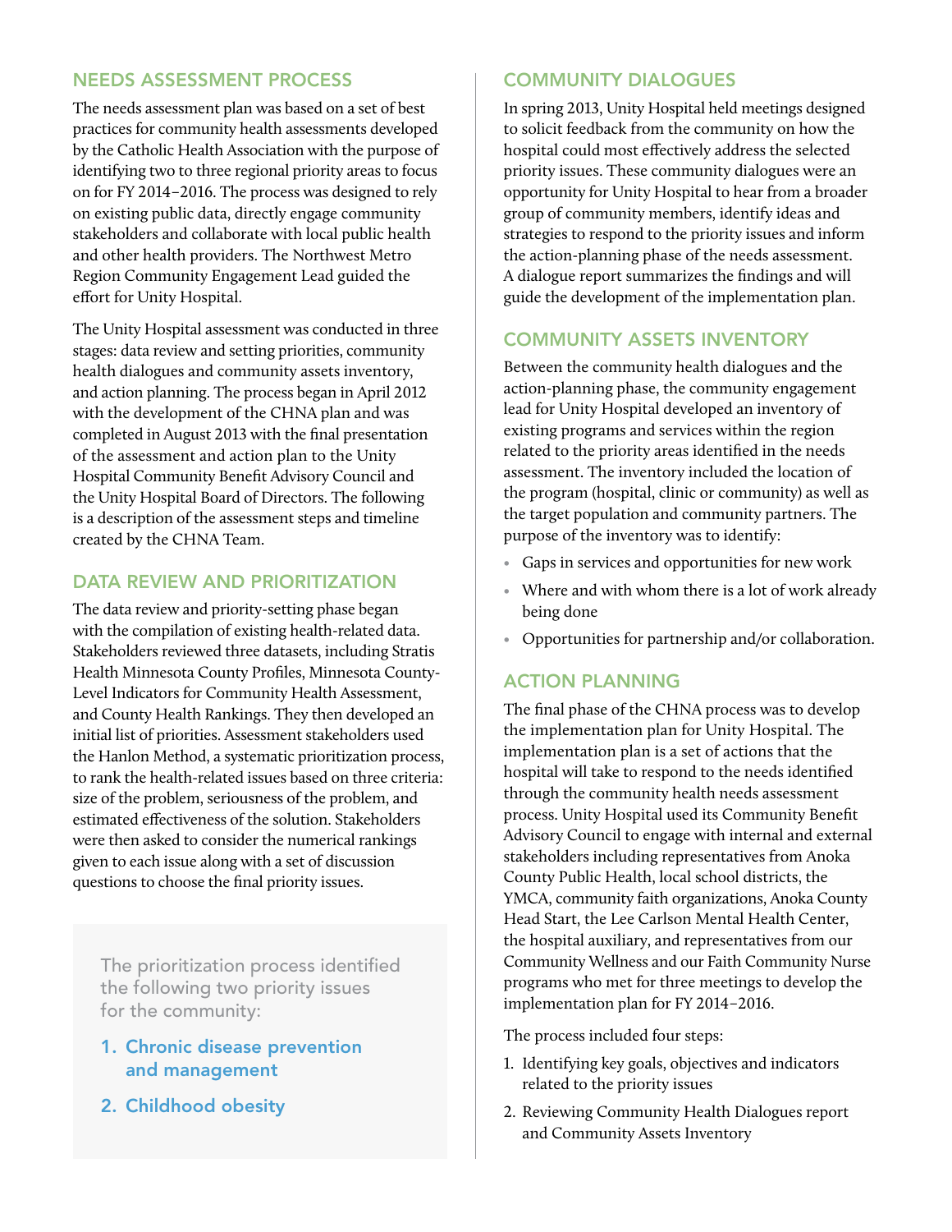## NEEDS ASSESSMENT PROCESS

The needs assessment plan was based on a set of best practices for community health assessments developed by the Catholic Health Association with the purpose of identifying two to three regional priority areas to focus on for FY 2014–2016. The process was designed to rely on existing public data, directly engage community stakeholders and collaborate with local public health and other health providers. The Northwest Metro Region Community Engagement Lead guided the effort for Unity Hospital.

The Unity Hospital assessment was conducted in three stages: data review and setting priorities, community health dialogues and community assets inventory, and action planning. The process began in April 2012 with the development of the CHNA plan and was completed in August 2013 with the final presentation of the assessment and action plan to the Unity Hospital Community Benefit Advisory Council and the Unity Hospital Board of Directors. The following is a description of the assessment steps and timeline created by the CHNA Team.

## DATA REVIEW AND PRIORITIZATION

The data review and priority-setting phase began with the compilation of existing health-related data. Stakeholders reviewed three datasets, including Stratis Health Minnesota County Profiles, Minnesota County-Level Indicators for Community Health Assessment, and County Health Rankings. They then developed an initial list of priorities. Assessment stakeholders used the Hanlon Method, a systematic prioritization process, to rank the health-related issues based on three criteria: size of the problem, seriousness of the problem, and estimated effectiveness of the solution. Stakeholders were then asked to consider the numerical rankings given to each issue along with a set of discussion questions to choose the final priority issues.

The prioritization process identified the following two priority issues for the community:

1. **Chronic disease prevention and management**
2. **Childhood obesity**

## COMMUNITY DIALOGUES

In spring 2013, Unity Hospital held meetings designed to solicit feedback from the community on how the hospital could most effectively address the selected priority issues. These community dialogues were an opportunity for Unity Hospital to hear from a broader group of community members, identify ideas and strategies to respond to the priority issues and inform the action-planning phase of the needs assessment. A dialogue report summarizes the findings and will guide the development of the implementation plan.

## COMMUNITY ASSETS INVENTORY

Between the community health dialogues and the action-planning phase, the community engagement lead for Unity Hospital developed an inventory of existing programs and services within the region related to the priority areas identified in the needs assessment. The inventory included the location of the program (hospital, clinic or community) as well as the target population and community partners. The purpose of the inventory was to identify:

- Gaps in services and opportunities for new work
- Where and with whom there is a lot of work already being done
- Opportunities for partnership and/or collaboration.

## ACTION PLANNING

The final phase of the CHNA process was to develop the implementation plan for Unity Hospital. The implementation plan is a set of actions that the hospital will take to respond to the needs identified through the community health needs assessment process. Unity Hospital used its Community Benefit Advisory Council to engage with internal and external stakeholders including representatives from Anoka County Public Health, local school districts, the YMCA, community faith organizations, Anoka County Head Start, the Lee Carlson Mental Health Center, the hospital auxiliary, and representatives from our Community Wellness and our Faith Community Nurse programs who met for three meetings to develop the implementation plan for FY 2014–2016.

The process included four steps:

1. Identifying key goals, objectives and indicators related to the priority issues
2. Reviewing Community Health Dialogues report and Community Assets Inventory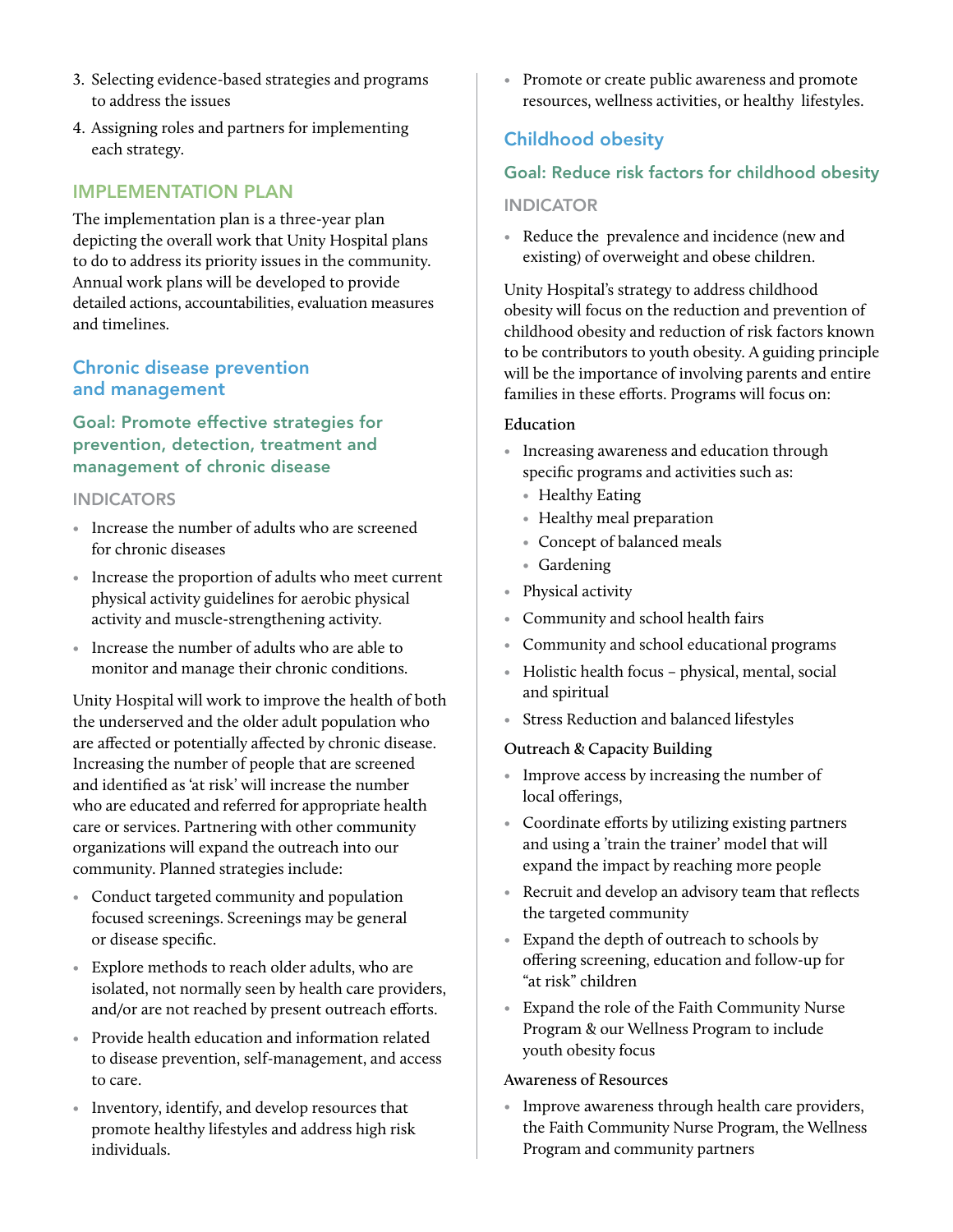3. Selecting evidence-based strategies and programs to address the issues
4. Assigning roles and partners for implementing each strategy.

## IMPLEMENTATION PLAN

The implementation plan is a three-year plan depicting the overall work that Unity Hospital plans to do to address its priority issues in the community. Annual work plans will be developed to provide detailed actions, accountabilities, evaluation measures and timelines.

### Chronic disease prevention and management

#### Goal: Promote effective strategies for prevention, detection, treatment and management of chronic disease

**INDICATORS**

- Increase the number of adults who are screened for chronic diseases
- Increase the proportion of adults who meet current physical activity guidelines for aerobic physical activity and muscle-strengthening activity.
- Increase the number of adults who are able to monitor and manage their chronic conditions.

Unity Hospital will work to improve the health of both the underserved and the older adult population who are affected or potentially affected by chronic disease. Increasing the number of people that are screened and identified as 'at risk' will increase the number who are educated and referred for appropriate health care or services. Partnering with other community organizations will expand the outreach into our community. Planned strategies include:

- Conduct targeted community and population focused screenings. Screenings may be general or disease specific.
- Explore methods to reach older adults, who are isolated, not normally seen by health care providers, and/or are not reached by present outreach efforts.
- Provide health education and information related to disease prevention, self-management, and access to care.
- Inventory, identify, and develop resources that promote healthy lifestyles and address high risk individuals.
- Promote or create public awareness and promote resources, wellness activities, or healthy lifestyles.

### Childhood obesity

#### Goal: Reduce risk factors for childhood obesity

**INDICATOR**

- Reduce the prevalence and incidence (new and existing) of overweight and obese children.

Unity Hospital's strategy to address childhood obesity will focus on the reduction and prevention of childhood obesity and reduction of risk factors known to be contributors to youth obesity. A guiding principle will be the importance of involving parents and entire families in these efforts. Programs will focus on:

**Education**

- Increasing awareness and education through specific programs and activities such as:
  - Healthy Eating
  - Healthy meal preparation
  - Concept of balanced meals
  - Gardening
- Physical activity
- Community and school health fairs
- Community and school educational programs
- Holistic health focus – physical, mental, social and spiritual
- Stress Reduction and balanced lifestyles

**Outreach & Capacity Building**

- Improve access by increasing the number of local offerings,
- Coordinate efforts by utilizing existing partners and using a 'train the trainer' model that will expand the impact by reaching more people
- Recruit and develop an advisory team that reflects the targeted community
- Expand the depth of outreach to schools by offering screening, education and follow-up for "at risk" children
- Expand the role of the Faith Community Nurse Program & our Wellness Program to include youth obesity focus

**Awareness of Resources**

- Improve awareness through health care providers, the Faith Community Nurse Program, the Wellness Program and community partners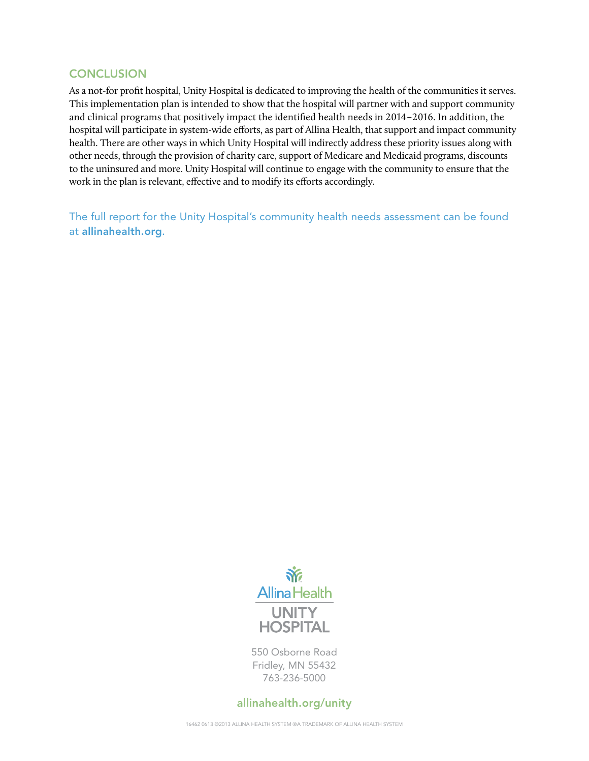## CONCLUSION

As a not-for profit hospital, Unity Hospital is dedicated to improving the health of the communities it serves. This implementation plan is intended to show that the hospital will partner with and support community and clinical programs that positively impact the identified health needs in 2014–2016. In addition, the hospital will participate in system-wide efforts, as part of Allina Health, that support and impact community health. There are other ways in which Unity Hospital will indirectly address these priority issues along with other needs, through the provision of charity care, support of Medicare and Medicaid programs, discounts to the uninsured and more. Unity Hospital will continue to engage with the community to ensure that the work in the plan is relevant, effective and to modify its efforts accordingly.

The full report for the Unity Hospital's community health needs assessment can be found at **allinahealth.org**.

Allina Health

UNITY HOSPITAL

550 Osborne Road
Fridley, MN 55432
763-236-5000

**allinahealth.org/unity**

16462 0613 ©2013 ALLINA HEALTH SYSTEM ®A TRADEMARK OF ALLINA HEALTH SYSTEM